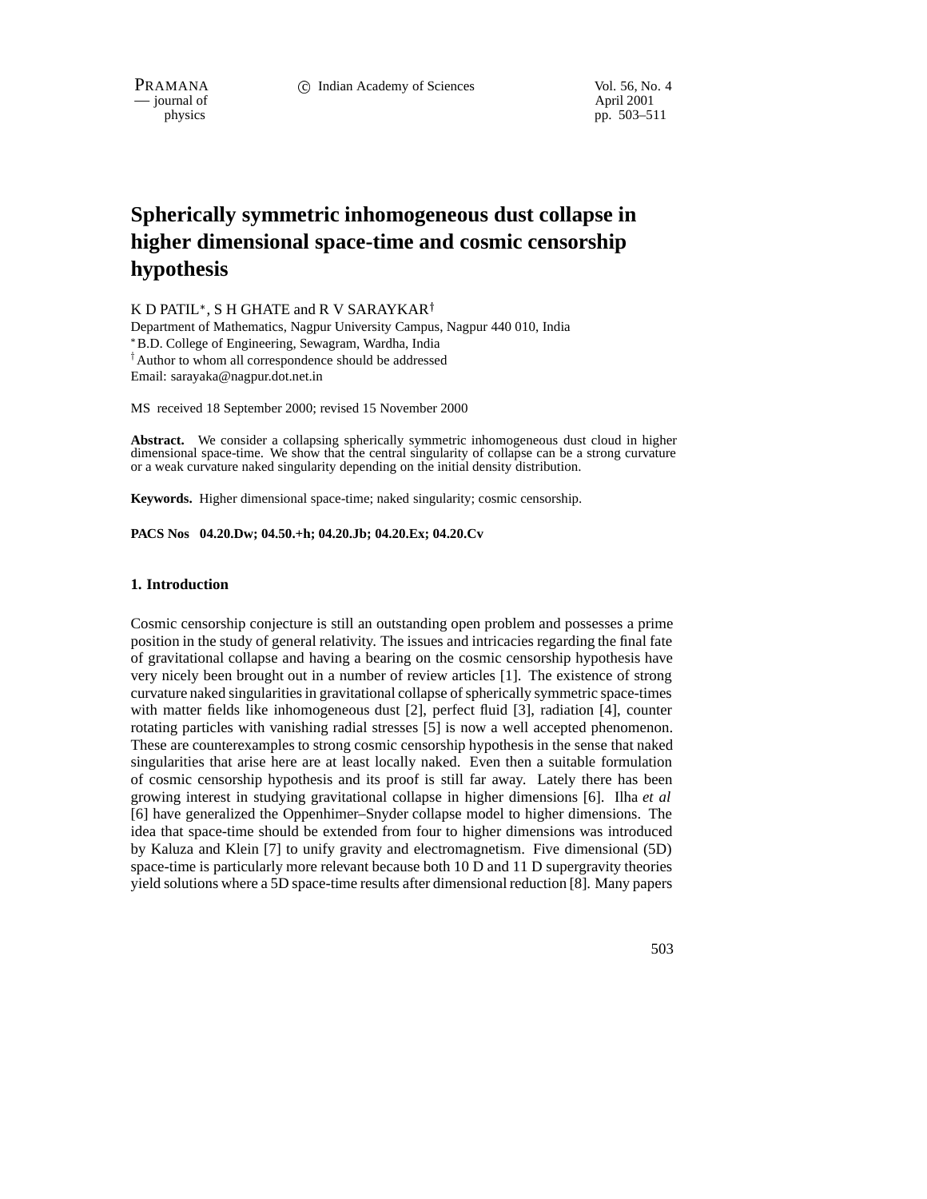# Spherically symmetric inhomogeneous dust collapse in higher dimensional space-time and cosmic censorship hypothesis

K D PATIL[*], S H GHATE and R V SARAYKAR[†]

Department of Mathematics, Nagpur University Campus, Nagpur 440 010, India

[*] B.D. College of Engineering, Sewagram, Wardha, India

[†] Author to whom all correspondence should be addressed

Email: sarayaka@nagpur.dot.net.in

MS received 18 September 2000; revised 15 November 2000

**Abstract.** We consider a collapsing spherically symmetric inhomogeneous dust cloud in higher dimensional space-time. We show that the central singularity of collapse can be a strong curvature or a weak curvature naked singularity depending on the initial density distribution.

**Keywords.** Higher dimensional space-time; naked singularity; cosmic censorship.

**PACS Nos 04.20.Dw; 04.50.+h; 04.20.Jb; 04.20.Ex; 04.20.Cv**

## 1. Introduction

Cosmic censorship conjecture is still an outstanding open problem and possesses a prime position in the study of general relativity. The issues and intricacies regarding the final fate of gravitational collapse and having a bearing on the cosmic censorship hypothesis have very nicely been brought out in a number of review articles [1]. The existence of strong curvature naked singularities in gravitational collapse of spherically symmetric space-times with matter fields like inhomogeneous dust [2], perfect fluid [3], radiation [4], counter rotating particles with vanishing radial stresses [5] is now a well accepted phenomenon. These are counterexamples to strong cosmic censorship hypothesis in the sense that naked singularities that arise here are at least locally naked. Even then a suitable formulation of cosmic censorship hypothesis and its proof is still far away. Lately there has been growing interest in studying gravitational collapse in higher dimensions [6]. Ilha *et al* [6] have generalized the Oppenhimer–Snyder collapse model to higher dimensions. The idea that space-time should be extended from four to higher dimensions was introduced by Kaluza and Klein [7] to unify gravity and electromagnetism. Five dimensional (5D) space-time is particularly more relevant because both 10 D and 11 D supergravity theories yield solutions where a 5D space-time results after dimensional reduction [8]. Many papers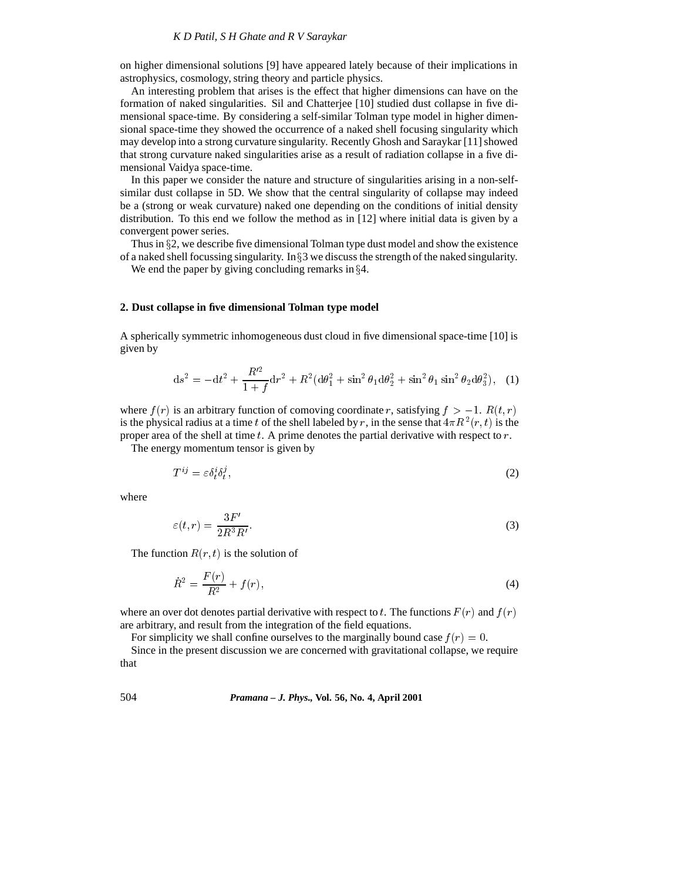on higher dimensional solutions [9] have appeared lately because of their implications in astrophysics, cosmology, string theory and particle physics.

An interesting problem that arises is the effect that higher dimensions can have on the formation of naked singularities. Sil and Chatterjee [10] studied dust collapse in five dimensional space-time. By considering a self-similar Tolman type model in higher dimensional space-time they showed the occurrence of a naked shell focusing singularity which may develop into a strong curvature singularity. Recently Ghosh and Saraykar [11] showed that strong curvature naked singularities arise as a result of radiation collapse in a five dimensional Vaidya space-time.

In this paper we consider the nature and structure of singularities arising in a non-self-similar dust collapse in 5D. We show that the central singularity of collapse may indeed be a (strong or weak curvature) naked one depending on the conditions of initial density distribution. To this end we follow the method as in [12] where initial data is given by a convergent power series.

Thus in §2, we describe five dimensional Tolman type dust model and show the existence of a naked shell focussing singularity. In §3 we discuss the strength of the naked singularity.

We end the paper by giving concluding remarks in §4.

## 2. Dust collapse in five dimensional Tolman type model

A spherically symmetric inhomogeneous dust cloud in five dimensional space-time [10] is given by

$$\mathrm{d}s^2 = -\mathrm{d}t^2 + \frac{R'^2}{1+f}\mathrm{d}r^2 + R^2(\mathrm{d}\theta_1^2 + \sin^2\theta_1 \mathrm{d}\theta_2^2 + \sin^2\theta_1 \sin^2\theta_2 \mathrm{d}\theta_3^2), \quad (1)$$

where $f(r)$ is an arbitrary function of comoving coordinate $r$, satisfying $f > -1$. $R(t,r)$ is the physical radius at a time $t$ of the shell labeled by $r$, in the sense that $4\pi R^2(r,t)$ is the proper area of the shell at time $t$. A prime denotes the partial derivative with respect to $r$.

The energy momentum tensor is given by

$$T^{ij} = \varepsilon \delta_t^i \delta_t^j, \quad (2)$$

where

$$\varepsilon(t,r) = \frac{3F'}{2R^3 R'}. \quad (3)$$

The function $R(r,t)$ is the solution of

$$\dot{R}^2 = \frac{F(r)}{R^2} + f(r), \quad (4)$$

where an over dot denotes partial derivative with respect to $t$. The functions $F(r)$ and $f(r)$ are arbitrary, and result from the integration of the field equations.

For simplicity we shall confine ourselves to the marginally bound case $f(r) = 0$.

Since in the present discussion we are concerned with gravitational collapse, we require that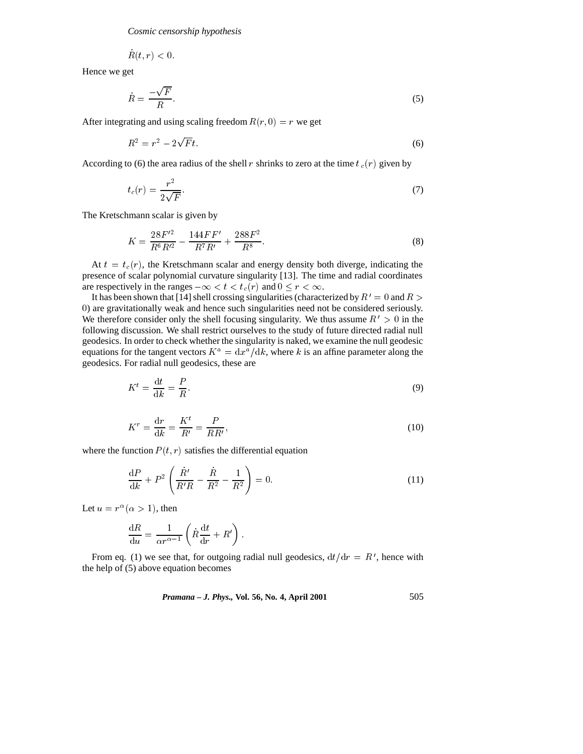$$\dot{R}(t,r) < 0.$$

Hence we get

$$\dot{R} = \frac{-\sqrt{F}}{R}. \tag{5}$$

After integrating and using scaling freedom $R(r,0) = r$ we get

$$R^2 = r^2 - 2\sqrt{F}t. \tag{6}$$

According to (6) the area radius of the shell $r$ shrinks to zero at the time $t_c(r)$ given by

$$t_c(r) = \frac{r^2}{2\sqrt{F}}. \tag{7}$$

The Kretschmann scalar is given by

$$K = \frac{28F'^2}{R^6 R'^2} - \frac{144FF'}{R^7 R'} + \frac{288F^2}{R^8}. \tag{8}$$

At $t = t_c(r)$, the Kretschmann scalar and energy density both diverge, indicating the presence of scalar polynomial curvature singularity [13]. The time and radial coordinates are respectively in the ranges $-\infty < t < t_c(r)$ and $0 \leq r < \infty$.

It has been shown that [14] shell crossing singularities (characterized by $R' = 0$ and $R > 0$) are gravitationally weak and hence such singularities need not be considered seriously. We therefore consider only the shell focusing singularity. We thus assume $R' > 0$ in the following discussion. We shall restrict ourselves to the study of future directed radial null geodesics. In order to check whether the singularity is naked, we examine the null geodesic equations for the tangent vectors $K^a = \mathrm{d}x^a/\mathrm{d}k$, where $k$ is an affine parameter along the geodesics. For radial null geodesics, these are

$$K^t = \frac{\mathrm{d}t}{\mathrm{d}k} = \frac{P}{R}. \tag{9}$$

$$K^r = \frac{\mathrm{d}r}{\mathrm{d}k} = \frac{K^t}{R'} = \frac{P}{RR'}, \tag{10}$$

where the function $P(t,r)$ satisfies the differential equation

$$\frac{\mathrm{d}P}{\mathrm{d}k} + P^2 \left( \frac{\dot{R}'}{R'R} - \frac{\dot{R}}{R^2} - \frac{1}{R^2} \right) = 0. \tag{11}$$

Let $u = r^\alpha (\alpha > 1)$, then

$$\frac{\mathrm{d}R}{\mathrm{d}u} = \frac{1}{\alpha r^{\alpha-1}} \left( \dot{R}\frac{\mathrm{d}t}{\mathrm{d}r} + R' \right).$$

From eq. (1) we see that, for outgoing radial null geodesics, $\mathrm{d}t/\mathrm{d}r = R'$, hence with the help of (5) above equation becomes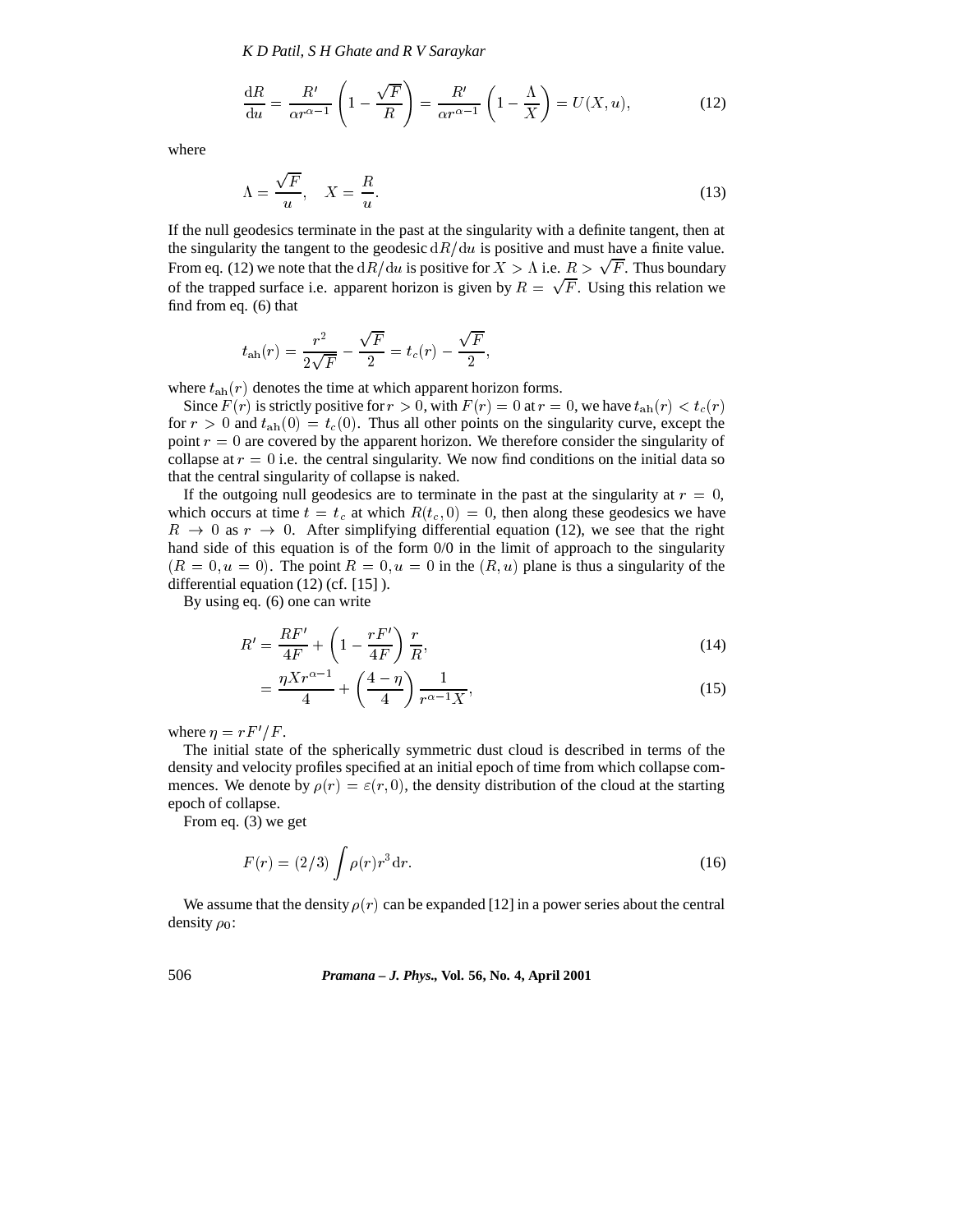$$\frac{\mathrm{d}R}{\mathrm{d}u} = \frac{R'}{\alpha r^{\alpha-1}}\left(1 - \frac{\sqrt{F}}{R}\right) = \frac{R'}{\alpha r^{\alpha-1}}\left(1 - \frac{\Lambda}{X}\right) = U(X, u), \tag{12}$$

where

$$\Lambda = \frac{\sqrt{F}}{u}, \quad X = \frac{R}{u}. \tag{13}$$

If the null geodesics terminate in the past at the singularity with a definite tangent, then at the singularity the tangent to the geodesic $\mathrm{d}R/\mathrm{d}u$ is positive and must have a finite value. From eq. (12) we note that the $\mathrm{d}R/\mathrm{d}u$ is positive for $X > \Lambda$ i.e. $R > \sqrt{F}$. Thus boundary of the trapped surface i.e. apparent horizon is given by $R = \sqrt{F}$. Using this relation we find from eq. (6) that

$$t_{\mathrm{ah}}(r) = \frac{r^2}{2\sqrt{F}} - \frac{\sqrt{F}}{2} = t_c(r) - \frac{\sqrt{F}}{2},$$

where $t_{\mathrm{ah}}(r)$ denotes the time at which apparent horizon forms.

Since $F(r)$ is strictly positive for $r > 0$, with $F(r) = 0$ at $r = 0$, we have $t_{\mathrm{ah}}(r) < t_c(r)$ for $r > 0$ and $t_{\mathrm{ah}}(0) = t_c(0)$. Thus all other points on the singularity curve, except the point $r = 0$ are covered by the apparent horizon. We therefore consider the singularity of collapse at $r = 0$ i.e. the central singularity. We now find conditions on the initial data so that the central singularity of collapse is naked.

If the outgoing null geodesics are to terminate in the past at the singularity at $r = 0$, which occurs at time $t = t_c$ at which $R(t_c, 0) = 0$, then along these geodesics we have $R \to 0$ as $r \to 0$. After simplifying differential equation (12), we see that the right hand side of this equation is of the form 0/0 in the limit of approach to the singularity $(R = 0, u = 0)$. The point $R = 0, u = 0$ in the $(R, u)$ plane is thus a singularity of the differential equation (12) (cf. [15] ).

By using eq. (6) one can write

$$R' = \frac{RF'}{4F} + \left(1 - \frac{rF'}{4F}\right)\frac{r}{R}, \tag{14}$$

$$= \frac{\eta X r^{\alpha-1}}{4} + \left(\frac{4-\eta}{4}\right)\frac{1}{r^{\alpha-1}X}, \tag{15}$$

where $\eta = rF'/F$.

The initial state of the spherically symmetric dust cloud is described in terms of the density and velocity profiles specified at an initial epoch of time from which collapse commences. We denote by $\rho(r) = \varepsilon(r, 0)$, the density distribution of the cloud at the starting epoch of collapse.

From eq. (3) we get

$$F(r) = (2/3)\int \rho(r) r^3\,\mathrm{d}r. \tag{16}$$

We assume that the density $\rho(r)$ can be expanded [12] in a power series about the central density $\rho_0$: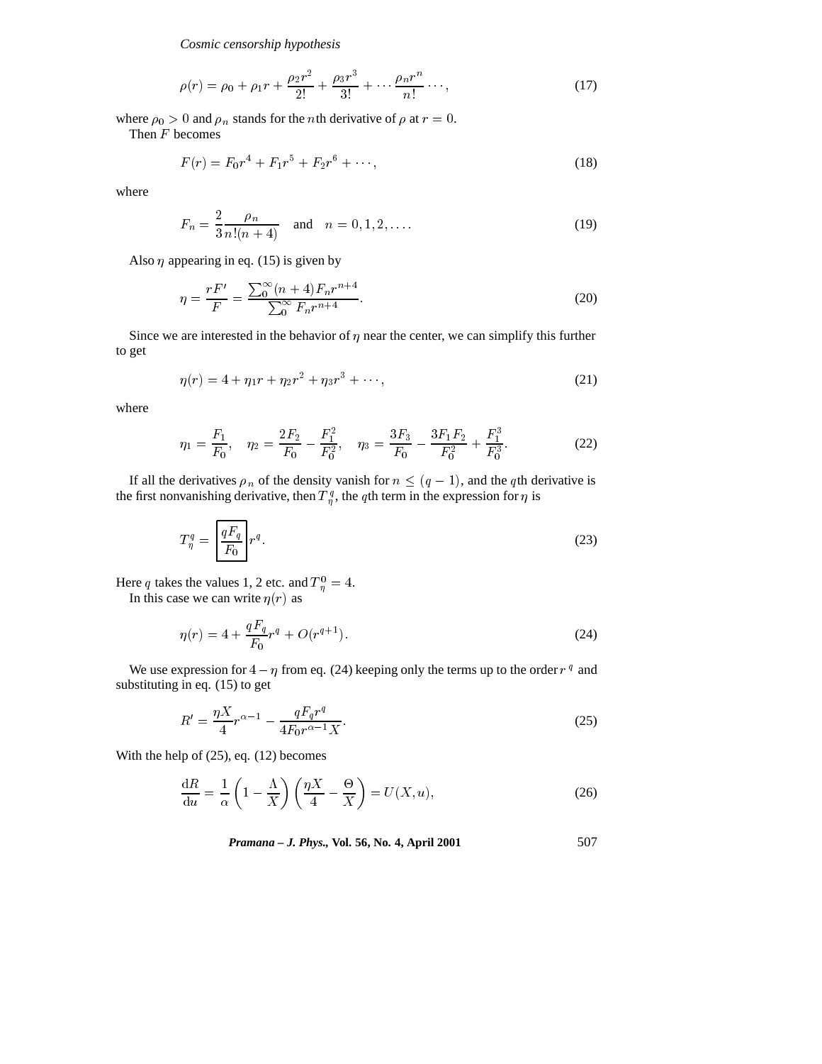$$\rho(r) = \rho_0 + \rho_1 r + \frac{\rho_2 r^2}{2!} + \frac{\rho_3 r^3}{3!} + \cdots \frac{\rho_n r^n}{n!} \cdots, \tag{17}$$

where $\rho_0 > 0$ and $\rho_n$ stands for the $n$th derivative of $\rho$ at $r = 0$.

Then $F$ becomes

$$F(r) = F_0 r^4 + F_1 r^5 + F_2 r^6 + \cdots, \tag{18}$$

where

$$F_n = \frac{2}{3} \frac{\rho_n}{n!(n+4)} \quad \text{and} \quad n = 0, 1, 2, \ldots. \tag{19}$$

Also $\eta$ appearing in eq. (15) is given by

$$\eta = \frac{rF'}{F} = \frac{\sum_0^\infty (n+4) F_n r^{n+4}}{\sum_0^\infty F_n r^{n+4}}. \tag{20}$$

Since we are interested in the behavior of $\eta$ near the center, we can simplify this further to get

$$\eta(r) = 4 + \eta_1 r + \eta_2 r^2 + \eta_3 r^3 + \cdots, \tag{21}$$

where

$$\eta_1 = \frac{F_1}{F_0}, \quad \eta_2 = \frac{2F_2}{F_0} - \frac{F_1^2}{F_0^2}, \quad \eta_3 = \frac{3F_3}{F_0} - \frac{3F_1 F_2}{F_0^2} + \frac{F_1^3}{F_0^3}. \tag{22}$$

If all the derivatives $\rho_n$ of the density vanish for $n \leq (q-1)$, and the $q$th derivative is the first nonvanishing derivative, then $T_\eta^q$, the $q$th term in the expression for $\eta$ is

$$T_\eta^q = \boxed{\frac{qF_q}{F_0}} r^q. \tag{23}$$

Here $q$ takes the values 1, 2 etc. and $T_\eta^0 = 4$.

In this case we can write $\eta(r)$ as

$$\eta(r) = 4 + \frac{qF_q}{F_0} r^q + O(r^{q+1}). \tag{24}$$

We use expression for $4 - \eta$ from eq. (24) keeping only the terms up to the order $r^q$ and substituting in eq. (15) to get

$$R' = \frac{\eta X}{4} r^{\alpha - 1} - \frac{qF_q r^q}{4F_0 r^{\alpha-1} X}. \tag{25}$$

With the help of (25), eq. (12) becomes

$$\frac{\mathrm{d}R}{\mathrm{d}u} = \frac{1}{\alpha} \left(1 - \frac{\Lambda}{X}\right) \left(\frac{\eta X}{4} - \frac{\Theta}{X}\right) = U(X, u), \tag{26}$$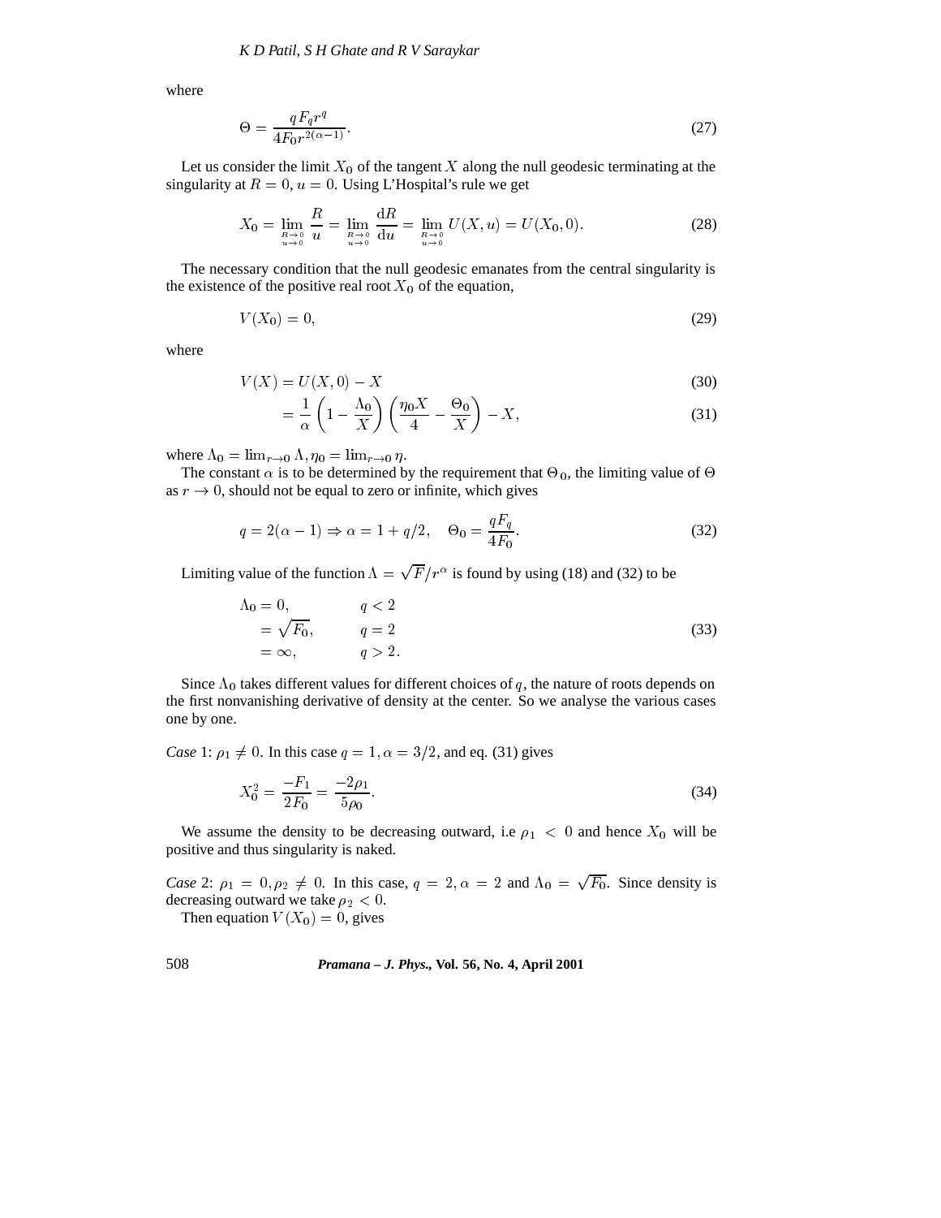where

$$\Theta = \frac{qF_q r^q}{4F_0 r^{2(\alpha-1)}}. \tag{27}$$

Let us consider the limit $X_0$ of the tangent $X$ along the null geodesic terminating at the singularity at $R=0, u=0$. Using L'Hospital's rule we get

$$X_0 = \lim_{\substack{R\to 0\\ u\to 0}} \frac{R}{u} = \lim_{\substack{R\to 0\\ u\to 0}} \frac{\mathrm{d}R}{\mathrm{d}u} = \lim_{\substack{R\to 0\\ u\to 0}} U(X,u) = U(X_0,0). \tag{28}$$

The necessary condition that the null geodesic emanates from the central singularity is the existence of the positive real root $X_0$ of the equation,

$$V(X_0) = 0, \tag{29}$$

where

$$V(X) = U(X,0) - X \tag{30}$$

$$= \frac{1}{\alpha}\left(1 - \frac{\Lambda_0}{X}\right)\left(\frac{\eta_0 X}{4} - \frac{\Theta_0}{X}\right) - X, \tag{31}$$

where $\Lambda_0 = \lim_{r\to 0}\Lambda, \eta_0 = \lim_{r\to 0}\eta$.

The constant $\alpha$ is to be determined by the requirement that $\Theta_0$, the limiting value of $\Theta$ as $r \to 0$, should not be equal to zero or infinite, which gives

$$q = 2(\alpha-1) \Rightarrow \alpha = 1 + q/2, \quad \Theta_0 = \frac{qF_q}{4F_0}. \tag{32}$$

Limiting value of the function $\Lambda = \sqrt{F}/r^{\alpha}$ is found by using (18) and (32) to be

$$\begin{aligned} \Lambda_0 &= 0, & q &< 2 \\ &= \sqrt{F_0}, & q &= 2 \\ &= \infty, & q &> 2. \end{aligned} \tag{33}$$

Since $\Lambda_0$ takes different values for different choices of $q$, the nature of roots depends on the first nonvanishing derivative of density at the center. So we analyse the various cases one by one.

*Case* 1: $\rho_1 \neq 0$. In this case $q = 1, \alpha = 3/2$, and eq. (31) gives

$$X_0^2 = \frac{-F_1}{2F_0} = \frac{-2\rho_1}{5\rho_0}. \tag{34}$$

We assume the density to be decreasing outward, i.e $\rho_1 < 0$ and hence $X_0$ will be positive and thus singularity is naked.

*Case* 2: $\rho_1 = 0, \rho_2 \neq 0$. In this case, $q = 2, \alpha = 2$ and $\Lambda_0 = \sqrt{F_0}$. Since density is decreasing outward we take $\rho_2 < 0$.

Then equation $V(X_0) = 0$, gives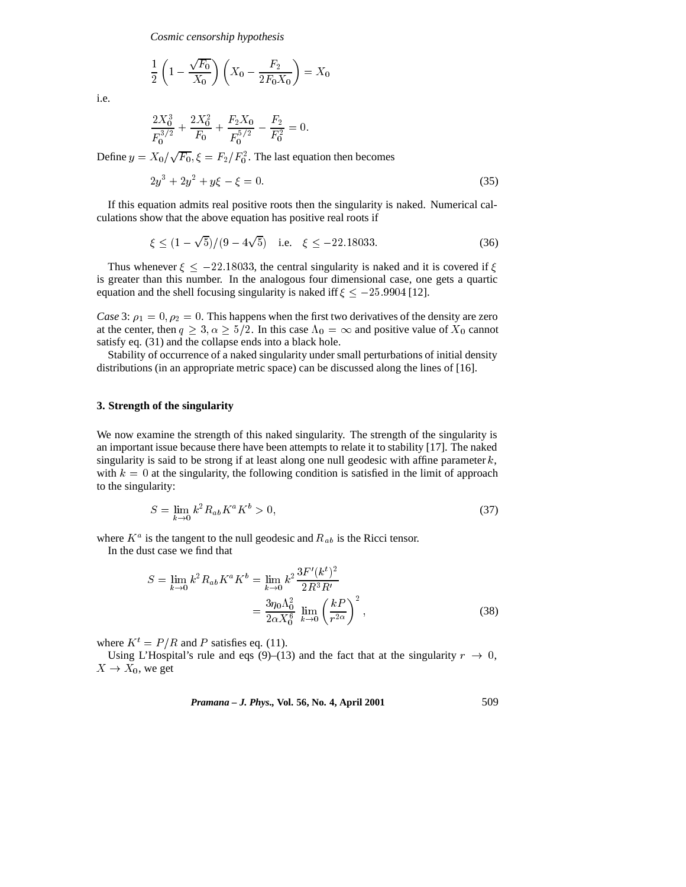$$\frac{1}{2}\left(1-\frac{\sqrt{F_0}}{X_0}\right)\left(X_0-\frac{F_2}{2F_0X_0}\right)=X_0$$

i.e.

$$\frac{2X_0^3}{F_0^{3/2}}+\frac{2X_0^2}{F_0}+\frac{F_2X_0}{F_0^{5/2}}-\frac{F_2}{F_0^2}=0.$$

Define $y=X_0/\sqrt{F_0}, \xi=F_2/F_0^2$. The last equation then becomes

$$2y^3+2y^2+y\xi-\xi=0. \tag{35}$$

If this equation admits real positive roots then the singularity is naked. Numerical calculations show that the above equation has positive real roots if

$$\xi\leq(1-\sqrt{5})/(9-4\sqrt{5}) \quad \text{i.e.} \quad \xi\leq-22.18033. \tag{36}$$

Thus whenever $\xi\leq-22.18033$, the central singularity is naked and it is covered if $\xi$ is greater than this number. In the analogous four dimensional case, one gets a quartic equation and the shell focusing singularity is naked iff $\xi\leq-25.9904$ [12].

*Case* 3: $\rho_1=0, \rho_2=0$. This happens when the first two derivatives of the density are zero at the center, then $q\geq3, \alpha\geq5/2$. In this case $\Lambda_0=\infty$ and positive value of $X_0$ cannot satisfy eq. (31) and the collapse ends into a black hole.

Stability of occurrence of a naked singularity under small perturbations of initial density distributions (in an appropriate metric space) can be discussed along the lines of [16].

## 3. Strength of the singularity

We now examine the strength of this naked singularity. The strength of the singularity is an important issue because there have been attempts to relate it to stability [17]. The naked singularity is said to be strong if at least along one null geodesic with affine parameter $k$, with $k=0$ at the singularity, the following condition is satisfied in the limit of approach to the singularity:

$$S=\lim_{k\to0}k^2R_{ab}K^aK^b>0, \tag{37}$$

where $K^a$ is the tangent to the null geodesic and $R_{ab}$ is the Ricci tensor.

In the dust case we find that

$$\begin{aligned} S=\lim_{k\to0}k^2R_{ab}K^aK^b &= \lim_{k\to0}k^2\frac{3F'(k^t)^2}{2R^3R'} \\ &= \frac{3\eta_0\Lambda_0^2}{2\alpha X_0^6}\lim_{k\to0}\left(\frac{kP}{r^{2\alpha}}\right)^2, \end{aligned} \tag{38}$$

where $K^t=P/R$ and $P$ satisfies eq. (11).

Using L'Hospital's rule and eqs (9)–(13) and the fact that at the singularity $r\to0$, $X\to X_0$, we get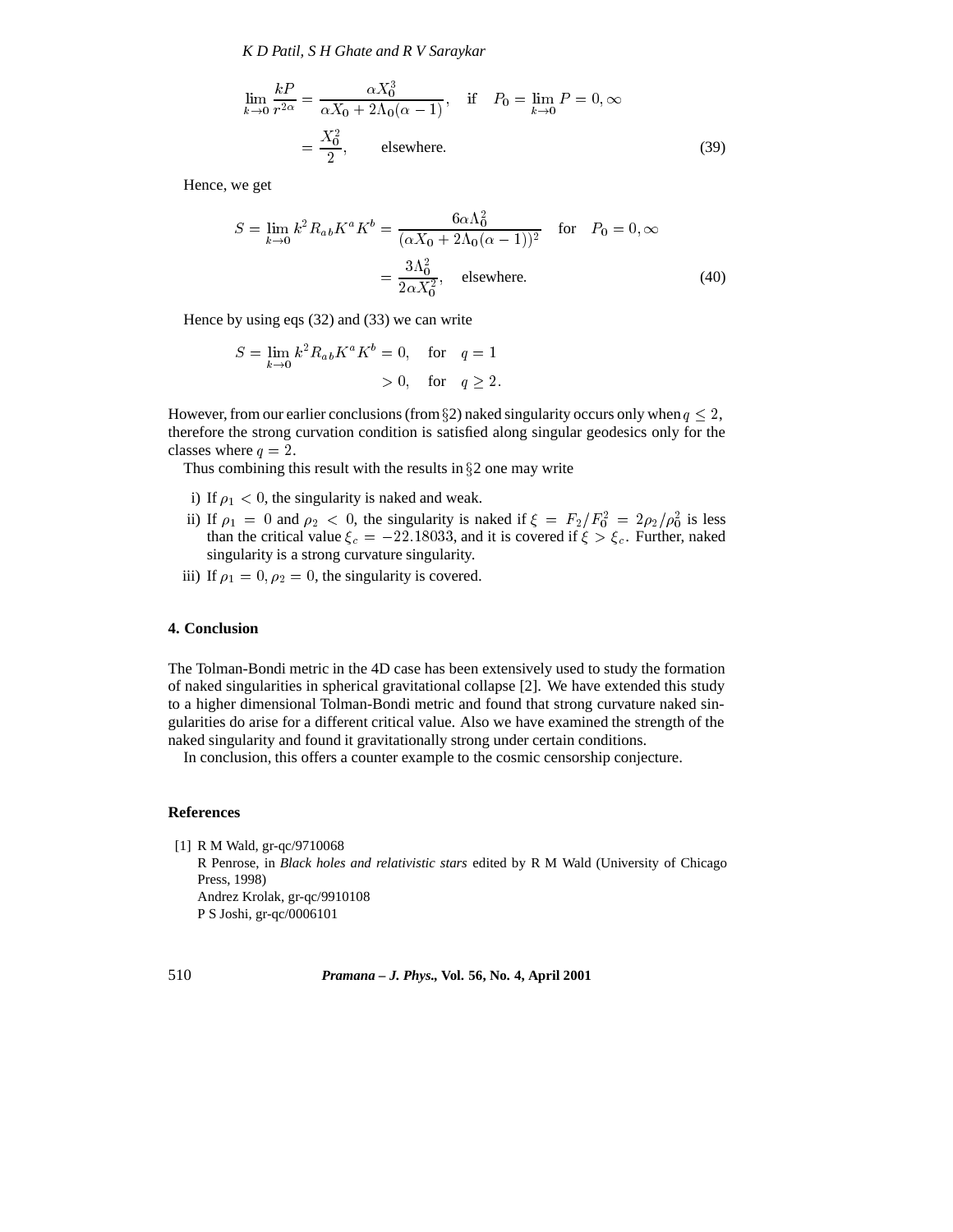$$\lim_{k\to 0}\frac{kP}{r^{2\alpha}} = \frac{\alpha X_0^3}{\alpha X_0 + 2\Lambda_0(\alpha - 1)}, \quad \text{if} \quad P_0 = \lim_{k\to 0} P = 0, \infty$$

$$= \frac{X_0^2}{2}, \qquad \text{elsewhere.} \tag{39}$$

Hence, we get

$$S = \lim_{k\to 0} k^2 R_{ab} K^a K^b = \frac{6\alpha\Lambda_0^2}{(\alpha X_0 + 2\Lambda_0(\alpha - 1))^2} \quad \text{for} \quad P_0 = 0, \infty$$

$$= \frac{3\Lambda_0^2}{2\alpha X_0^2}, \quad \text{elsewhere.} \tag{40}$$

Hence by using eqs (32) and (33) we can write

$$S = \lim_{k\to 0} k^2 R_{ab} K^a K^b = 0, \quad \text{for} \quad q = 1$$

$$> 0, \quad \text{for} \quad q \geq 2.$$

However, from our earlier conclusions (from §2) naked singularity occurs only when $q \leq 2$, therefore the strong curvation condition is satisfied along singular geodesics only for the classes where $q = 2$.

Thus combining this result with the results in §2 one may write

i) If $\rho_1 < 0$, the singularity is naked and weak.

ii) If $\rho_1 = 0$ and $\rho_2 < 0$, the singularity is naked if $\xi = F_2/F_0^2 = 2\rho_2/\rho_0^2$ is less than the critical value $\xi_c = -22.18033$, and it is covered if $\xi > \xi_c$. Further, naked singularity is a strong curvature singularity.

iii) If $\rho_1 = 0, \rho_2 = 0$, the singularity is covered.

## 4. Conclusion

The Tolman-Bondi metric in the 4D case has been extensively used to study the formation of naked singularities in spherical gravitational collapse [2]. We have extended this study to a higher dimensional Tolman-Bondi metric and found that strong curvature naked singularities do arise for a different critical value. Also we have examined the strength of the naked singularity and found it gravitationally strong under certain conditions.

In conclusion, this offers a counter example to the cosmic censorship conjecture.

## References

[1] R M Wald, gr-qc/9710068
R Penrose, in *Black holes and relativistic stars* edited by R M Wald (University of Chicago Press, 1998)
Andrez Krolak, gr-qc/9910108
P S Joshi, gr-qc/0006101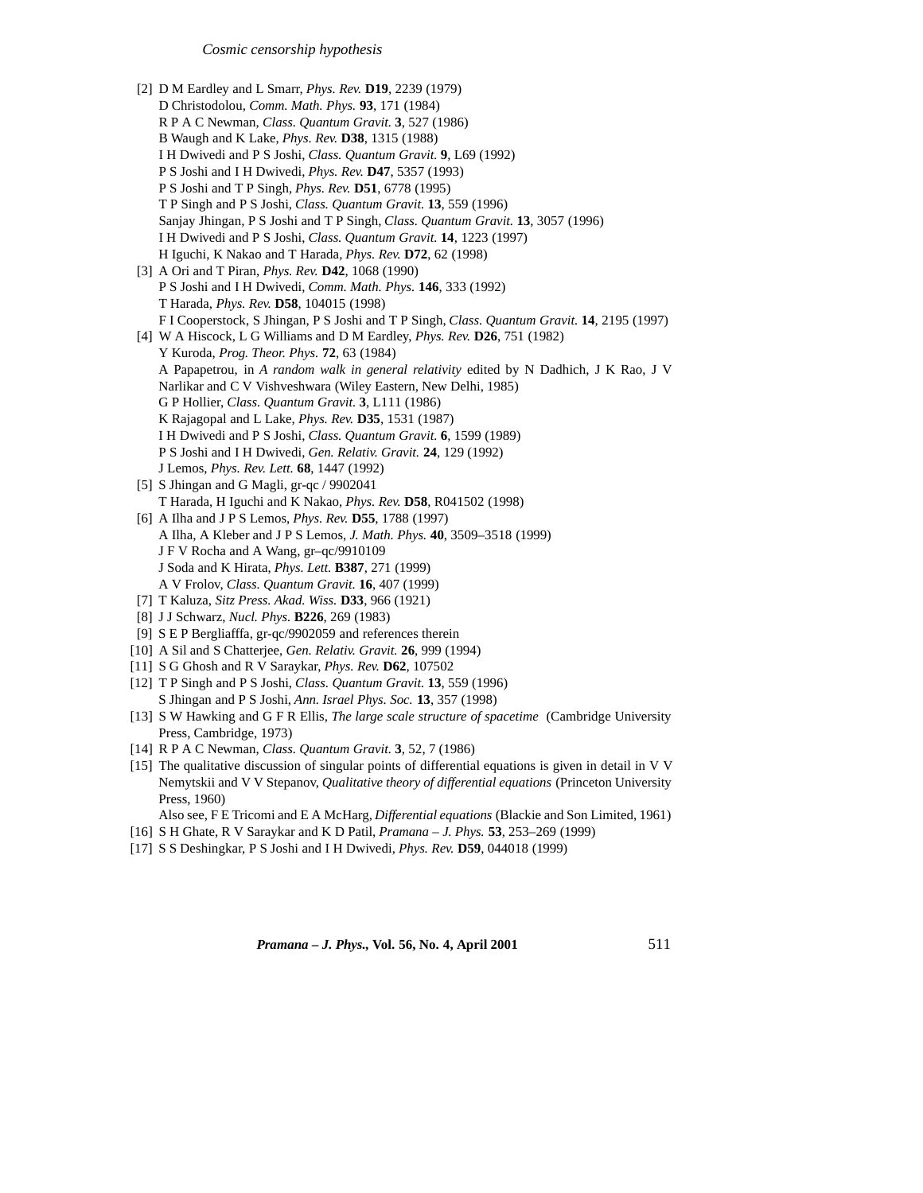[2] D M Eardley and L Smarr, *Phys. Rev.* **D19**, 2239 (1979)
D Christodolou, *Comm. Math. Phys.* **93**, 171 (1984)
R P A C Newman, *Class. Quantum Gravit.* **3**, 527 (1986)
B Waugh and K Lake, *Phys. Rev.* **D38**, 1315 (1988)
I H Dwivedi and P S Joshi, *Class. Quantum Gravit.* **9**, L69 (1992)
P S Joshi and I H Dwivedi, *Phys. Rev.* **D47**, 5357 (1993)
P S Joshi and T P Singh, *Phys. Rev.* **D51**, 6778 (1995)
T P Singh and P S Joshi, *Class. Quantum Gravit.* **13**, 559 (1996)
Sanjay Jhingan, P S Joshi and T P Singh, *Class. Quantum Gravit.* **13**, 3057 (1996)
I H Dwivedi and P S Joshi, *Class. Quantum Gravit.* **14**, 1223 (1997)
H Iguchi, K Nakao and T Harada, *Phys. Rev.* **D72**, 62 (1998)

[3] A Ori and T Piran, *Phys. Rev.* **D42**, 1068 (1990)
P S Joshi and I H Dwivedi, *Comm. Math. Phys.* **146**, 333 (1992)
T Harada, *Phys. Rev.* **D58**, 104015 (1998)
F I Cooperstock, S Jhingan, P S Joshi and T P Singh, *Class. Quantum Gravit.* **14**, 2195 (1997)

[4] W A Hiscock, L G Williams and D M Eardley, *Phys. Rev.* **D26**, 751 (1982)
Y Kuroda, *Prog. Theor. Phys.* **72**, 63 (1984)
A Papapetrou, in *A random walk in general relativity* edited by N Dadhich, J K Rao, J V Narlikar and C V Vishveshwara (Wiley Eastern, New Delhi, 1985)
G P Hollier, *Class. Quantum Gravit.* **3**, L111 (1986)
K Rajagopal and L Lake, *Phys. Rev.* **D35**, 1531 (1987)
I H Dwivedi and P S Joshi, *Class. Quantum Gravit.* **6**, 1599 (1989)
P S Joshi and I H Dwivedi, *Gen. Relativ. Gravit.* **24**, 129 (1992)
J Lemos, *Phys. Rev. Lett.* **68**, 1447 (1992)

[5] S Jhingan and G Magli, gr-qc / 9902041
T Harada, H Iguchi and K Nakao, *Phys. Rev.* **D58**, R041502 (1998)

[6] A Ilha and J P S Lemos, *Phys. Rev.* **D55**, 1788 (1997)
A Ilha, A Kleber and J P S Lemos, *J. Math. Phys.* **40**, 3509–3518 (1999)
J F V Rocha and A Wang, gr–qc/9910109
J Soda and K Hirata, *Phys. Lett.* **B387**, 271 (1999)
A V Frolov, *Class. Quantum Gravit.* **16**, 407 (1999)

[7] T Kaluza, *Sitz Press. Akad. Wiss.* **D33**, 966 (1921)

[8] J J Schwarz, *Nucl. Phys.* **B226**, 269 (1983)

[9] S E P Bergliafffa, gr-qc/9902059 and references therein

[10] A Sil and S Chatterjee, *Gen. Relativ. Gravit.* **26**, 999 (1994)

[11] S G Ghosh and R V Saraykar, *Phys. Rev.* **D62**, 107502

[12] T P Singh and P S Joshi, *Class. Quantum Gravit.* **13**, 559 (1996)
S Jhingan and P S Joshi, *Ann. Israel Phys. Soc.* **13**, 357 (1998)

[13] S W Hawking and G F R Ellis, *The large scale structure of spacetime* (Cambridge University Press, Cambridge, 1973)

[14] R P A C Newman, *Class. Quantum Gravit.* **3**, 52, 7 (1986)

[15] The qualitative discussion of singular points of differential equations is given in detail in V V Nemytskii and V V Stepanov, *Qualitative theory of differential equations* (Princeton University Press, 1960)
Also see, F E Tricomi and E A McHarg, *Differential equations* (Blackie and Son Limited, 1961)

[16] S H Ghate, R V Saraykar and K D Patil, *Pramana – J. Phys.* **53**, 253–269 (1999)

[17] S S Deshingkar, P S Joshi and I H Dwivedi, *Phys. Rev.* **D59**, 044018 (1999)